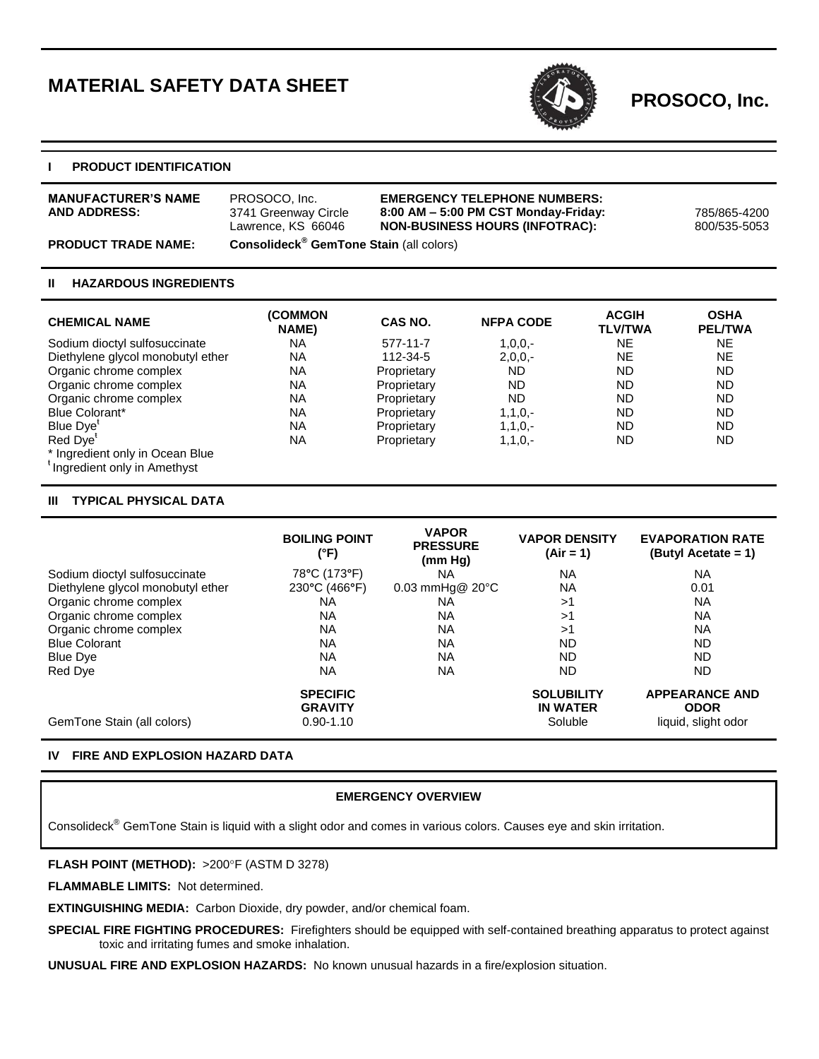# MATERIAL SAFETY DATA SHEET

**PROSOCO, Inc.**

## I PRODUCT IDENTIFICATION

**MANUFACTURER'S NAME AND ADDRESS:** PROSOCO, Inc. 3741 Greenway Circle Lawrence, KS 66046

**EMERGENCY TELEPHONE NUMBERS:**
**8:00 AM – 5:00 PM CST Monday-Friday:** 785/865-4200
**NON-BUSINESS HOURS (INFOTRAC):** 800/535-5053

**PRODUCT TRADE NAME:** **Consolideck® GemTone Stain** (all colors)

## II HAZARDOUS INGREDIENTS

| CHEMICAL NAME | (COMMON NAME) | CAS NO. | NFPA CODE | ACGIH TLV/TWA | OSHA PEL/TWA |
|---|---|---|---|---|---|
| Sodium dioctyl sulfosuccinate | NA | 577-11-7 | 1,0,0,- | NE | NE |
| Diethylene glycol monobutyl ether | NA | 112-34-5 | 2,0,0,- | NE | NE |
| Organic chrome complex | NA | Proprietary | ND | ND | ND |
| Organic chrome complex | NA | Proprietary | ND | ND | ND |
| Organic chrome complex | NA | Proprietary | ND | ND | ND |
| Blue Colorant* | NA | Proprietary | 1,1,0,- | ND | ND |
| Blue Dye[ƚ] | NA | Proprietary | 1,1,0,- | ND | ND |
| Red Dye[ƚ] | NA | Proprietary | 1,1,0,- | ND | ND |

\* Ingredient only in Ocean Blue
[ƚ] Ingredient only in Amethyst

## III TYPICAL PHYSICAL DATA

| | BOILING POINT (°F) | VAPOR PRESSURE (mm Hg) | VAPOR DENSITY (Air = 1) | EVAPORATION RATE (Butyl Acetate = 1) |
|---|---|---|---|---|
| Sodium dioctyl sulfosuccinate | 78°C (173°F) | NA | NA | NA |
| Diethylene glycol monobutyl ether | 230°C (466°F) | 0.03 mmHg@ 20°C | NA | 0.01 |
| Organic chrome complex | NA | NA | >1 | NA |
| Organic chrome complex | NA | NA | >1 | NA |
| Organic chrome complex | NA | NA | >1 | NA |
| Blue Colorant | NA | NA | ND | ND |
| Blue Dye | NA | NA | ND | ND |
| Red Dye | NA | NA | ND | ND |

| | SPECIFIC GRAVITY | SOLUBILITY IN WATER | APPEARANCE AND ODOR |
|---|---|---|---|
| GemTone Stain (all colors) | 0.90-1.10 | Soluble | liquid, slight odor |

## IV FIRE AND EXPLOSION HAZARD DATA

**EMERGENCY OVERVIEW**

Consolideck® GemTone Stain is liquid with a slight odor and comes in various colors. Causes eye and skin irritation.

**FLASH POINT (METHOD):** >200°F (ASTM D 3278)

**FLAMMABLE LIMITS:** Not determined.

**EXTINGUISHING MEDIA:** Carbon Dioxide, dry powder, and/or chemical foam.

**SPECIAL FIRE FIGHTING PROCEDURES:** Firefighters should be equipped with self-contained breathing apparatus to protect against toxic and irritating fumes and smoke inhalation.

**UNUSUAL FIRE AND EXPLOSION HAZARDS:** No known unusual hazards in a fire/explosion situation.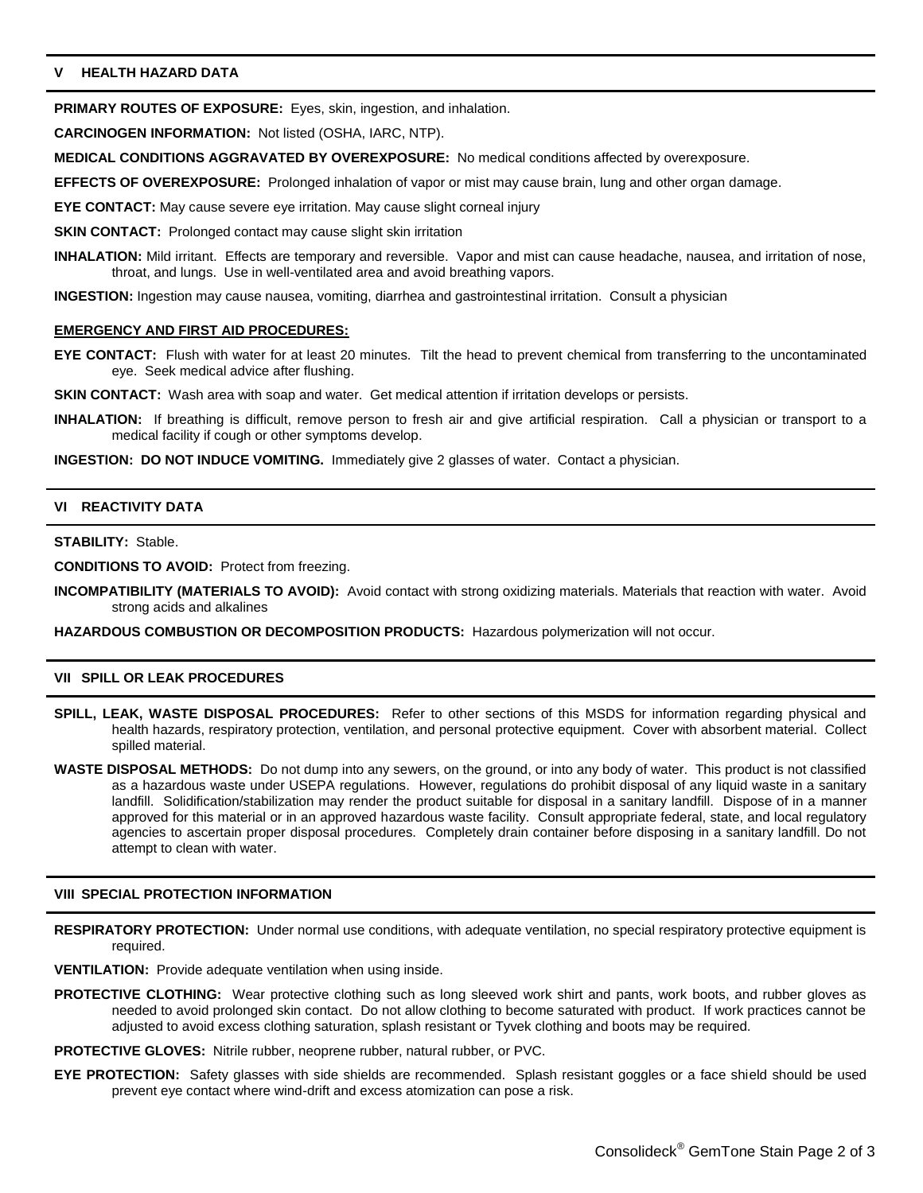## V HEALTH HAZARD DATA

**PRIMARY ROUTES OF EXPOSURE:** Eyes, skin, ingestion, and inhalation.

**CARCINOGEN INFORMATION:** Not listed (OSHA, IARC, NTP).

**MEDICAL CONDITIONS AGGRAVATED BY OVEREXPOSURE:** No medical conditions affected by overexposure.

**EFFECTS OF OVEREXPOSURE:** Prolonged inhalation of vapor or mist may cause brain, lung and other organ damage.

**EYE CONTACT:** May cause severe eye irritation. May cause slight corneal injury

**SKIN CONTACT:** Prolonged contact may cause slight skin irritation

**INHALATION:** Mild irritant. Effects are temporary and reversible. Vapor and mist can cause headache, nausea, and irritation of nose, throat, and lungs. Use in well-ventilated area and avoid breathing vapors.

**INGESTION:** Ingestion may cause nausea, vomiting, diarrhea and gastrointestinal irritation. Consult a physician

**EMERGENCY AND FIRST AID PROCEDURES:**

**EYE CONTACT:** Flush with water for at least 20 minutes. Tilt the head to prevent chemical from transferring to the uncontaminated eye. Seek medical advice after flushing.

**SKIN CONTACT:** Wash area with soap and water. Get medical attention if irritation develops or persists.

**INHALATION:** If breathing is difficult, remove person to fresh air and give artificial respiration. Call a physician or transport to a medical facility if cough or other symptoms develop.

**INGESTION: DO NOT INDUCE VOMITING.** Immediately give 2 glasses of water. Contact a physician.

## VI REACTIVITY DATA

**STABILITY:** Stable.

**CONDITIONS TO AVOID:** Protect from freezing.

**INCOMPATIBILITY (MATERIALS TO AVOID):** Avoid contact with strong oxidizing materials. Materials that reaction with water. Avoid strong acids and alkalines

**HAZARDOUS COMBUSTION OR DECOMPOSITION PRODUCTS:** Hazardous polymerization will not occur.

## VII SPILL OR LEAK PROCEDURES

**SPILL, LEAK, WASTE DISPOSAL PROCEDURES:** Refer to other sections of this MSDS for information regarding physical and health hazards, respiratory protection, ventilation, and personal protective equipment. Cover with absorbent material. Collect spilled material.

**WASTE DISPOSAL METHODS:** Do not dump into any sewers, on the ground, or into any body of water. This product is not classified as a hazardous waste under USEPA regulations. However, regulations do prohibit disposal of any liquid waste in a sanitary landfill. Solidification/stabilization may render the product suitable for disposal in a sanitary landfill. Dispose of in a manner approved for this material or in an approved hazardous waste facility. Consult appropriate federal, state, and local regulatory agencies to ascertain proper disposal procedures. Completely drain container before disposing in a sanitary landfill. Do not attempt to clean with water.

## VIII SPECIAL PROTECTION INFORMATION

**RESPIRATORY PROTECTION:** Under normal use conditions, with adequate ventilation, no special respiratory protective equipment is required.

**VENTILATION:** Provide adequate ventilation when using inside.

**PROTECTIVE CLOTHING:** Wear protective clothing such as long sleeved work shirt and pants, work boots, and rubber gloves as needed to avoid prolonged skin contact. Do not allow clothing to become saturated with product. If work practices cannot be adjusted to avoid excess clothing saturation, splash resistant or Tyvek clothing and boots may be required.

**PROTECTIVE GLOVES:** Nitrile rubber, neoprene rubber, natural rubber, or PVC.

**EYE PROTECTION:** Safety glasses with side shields are recommended. Splash resistant goggles or a face shield should be used prevent eye contact where wind-drift and excess atomization can pose a risk.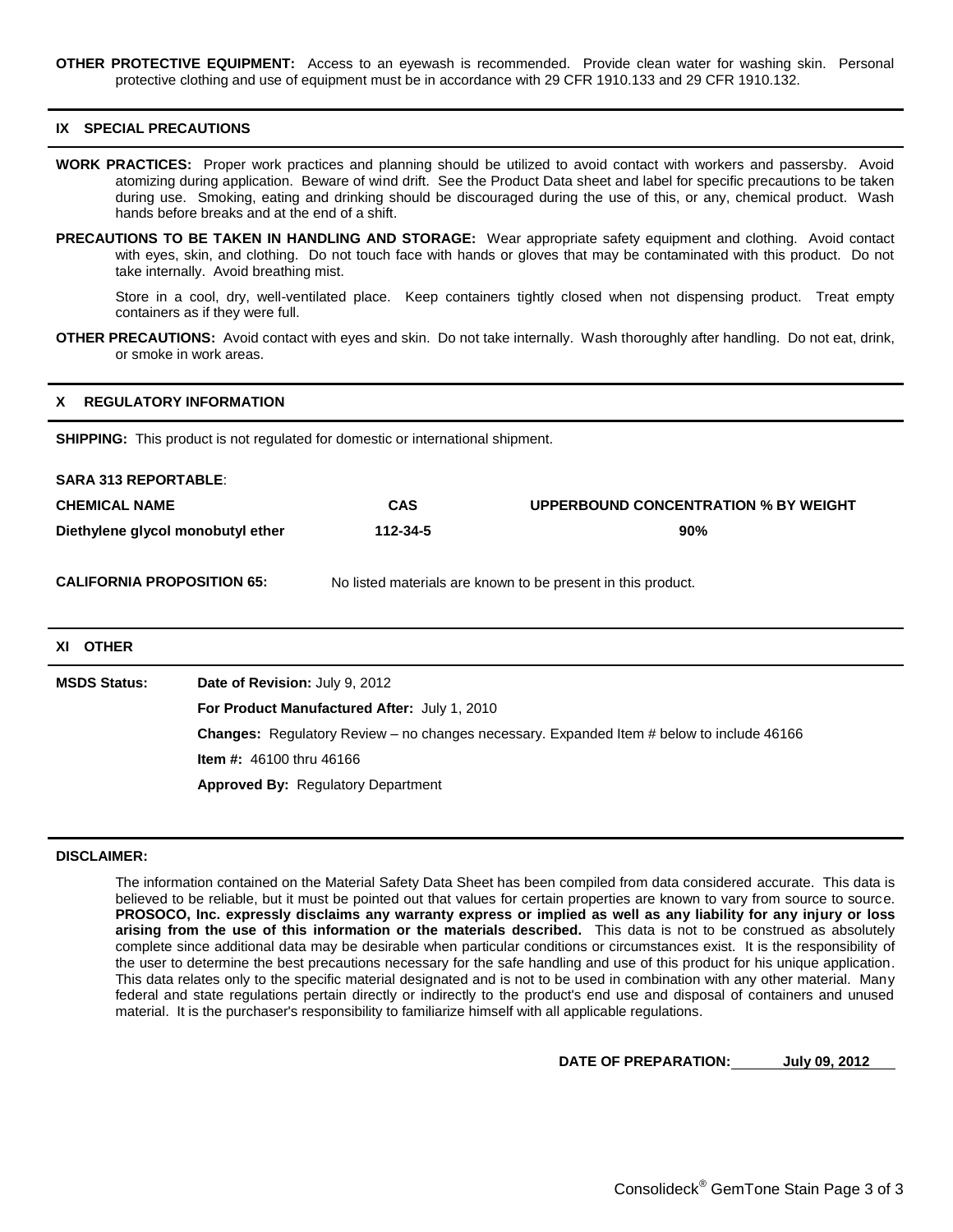**OTHER PROTECTIVE EQUIPMENT:** Access to an eyewash is recommended. Provide clean water for washing skin. Personal protective clothing and use of equipment must be in accordance with 29 CFR 1910.133 and 29 CFR 1910.132.

## IX SPECIAL PRECAUTIONS

**WORK PRACTICES:** Proper work practices and planning should be utilized to avoid contact with workers and passersby. Avoid atomizing during application. Beware of wind drift. See the Product Data sheet and label for specific precautions to be taken during use. Smoking, eating and drinking should be discouraged during the use of this, or any, chemical product. Wash hands before breaks and at the end of a shift.

**PRECAUTIONS TO BE TAKEN IN HANDLING AND STORAGE:** Wear appropriate safety equipment and clothing. Avoid contact with eyes, skin, and clothing. Do not touch face with hands or gloves that may be contaminated with this product. Do not take internally. Avoid breathing mist.

Store in a cool, dry, well-ventilated place. Keep containers tightly closed when not dispensing product. Treat empty containers as if they were full.

**OTHER PRECAUTIONS:** Avoid contact with eyes and skin. Do not take internally. Wash thoroughly after handling. Do not eat, drink, or smoke in work areas.

## X REGULATORY INFORMATION

**SHIPPING:** This product is not regulated for domestic or international shipment.

**SARA 313 REPORTABLE**:

| CHEMICAL NAME | CAS | UPPERBOUND CONCENTRATION % BY WEIGHT |
|---|---|---|
| Diethylene glycol monobutyl ether | 112-34-5 | 90% |

**CALIFORNIA PROPOSITION 65:** No listed materials are known to be present in this product.

## XI OTHER

**MSDS Status:**

**Date of Revision:** July 9, 2012

**For Product Manufactured After:** July 1, 2010

**Changes:** Regulatory Review – no changes necessary. Expanded Item # below to include 46166

**Item #:** 46100 thru 46166

**Approved By:** Regulatory Department

**DISCLAIMER:**

The information contained on the Material Safety Data Sheet has been compiled from data considered accurate. This data is believed to be reliable, but it must be pointed out that values for certain properties are known to vary from source to source. **PROSOCO, Inc. expressly disclaims any warranty express or implied as well as any liability for any injury or loss arising from the use of this information or the materials described.** This data is not to be construed as absolutely complete since additional data may be desirable when particular conditions or circumstances exist. It is the responsibility of the user to determine the best precautions necessary for the safe handling and use of this product for his unique application. This data relates only to the specific material designated and is not to be used in combination with any other material. Many federal and state regulations pertain directly or indirectly to the product's end use and disposal of containers and unused material. It is the purchaser's responsibility to familiarize himself with all applicable regulations.

**DATE OF PREPARATION: July 09, 2012**